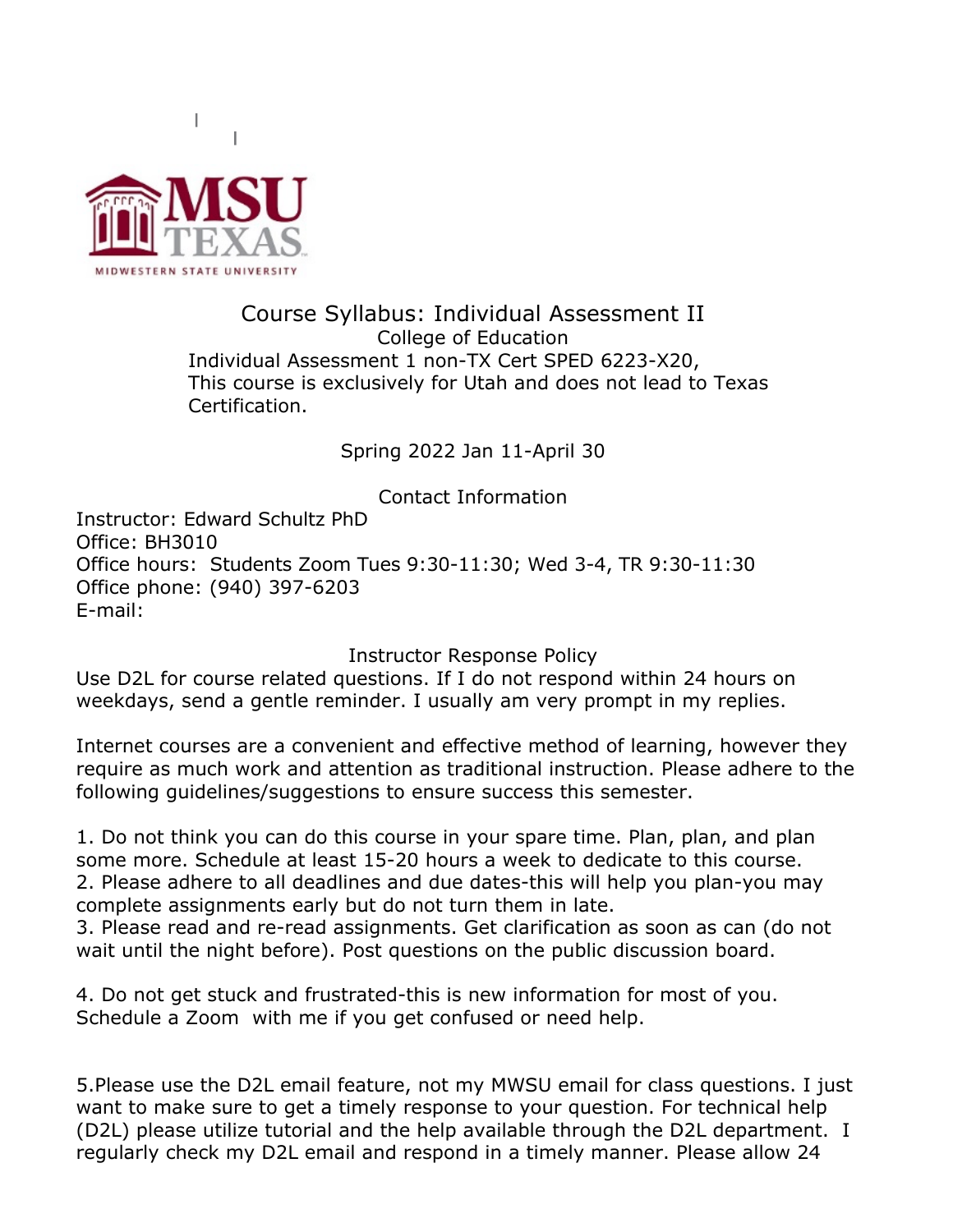# Course Syllabus: Individual Assessment II

College of Education

Individual Assessment 1 non-TX Cert SPED 6223-X20,
This course is exclusively for Utah and does not lead to Texas Certification.

Spring 2022 Jan 11-April 30

## Contact Information

Instructor: Edward Schultz PhD
Office: BH3010
Office hours: Students Zoom Tues 9:30-11:30; Wed 3-4, TR 9:30-11:30
Office phone: (940) 397-6203
E-mail:

## Instructor Response Policy

Use D2L for course related questions. If I do not respond within 24 hours on weekdays, send a gentle reminder. I usually am very prompt in my replies.

Internet courses are a convenient and effective method of learning, however they require as much work and attention as traditional instruction. Please adhere to the following guidelines/suggestions to ensure success this semester.

1. Do not think you can do this course in your spare time. Plan, plan, and plan some more. Schedule at least 15-20 hours a week to dedicate to this course.
2. Please adhere to all deadlines and due dates-this will help you plan-you may complete assignments early but do not turn them in late.
3. Please read and re-read assignments. Get clarification as soon as can (do not wait until the night before). Post questions on the public discussion board.
4. Do not get stuck and frustrated-this is new information for most of you. Schedule a Zoom with me if you get confused or need help.
5. Please use the D2L email feature, not my MWSU email for class questions. I just want to make sure to get a timely response to your question. For technical help (D2L) please utilize tutorial and the help available through the D2L department. I regularly check my D2L email and respond in a timely manner. Please allow 24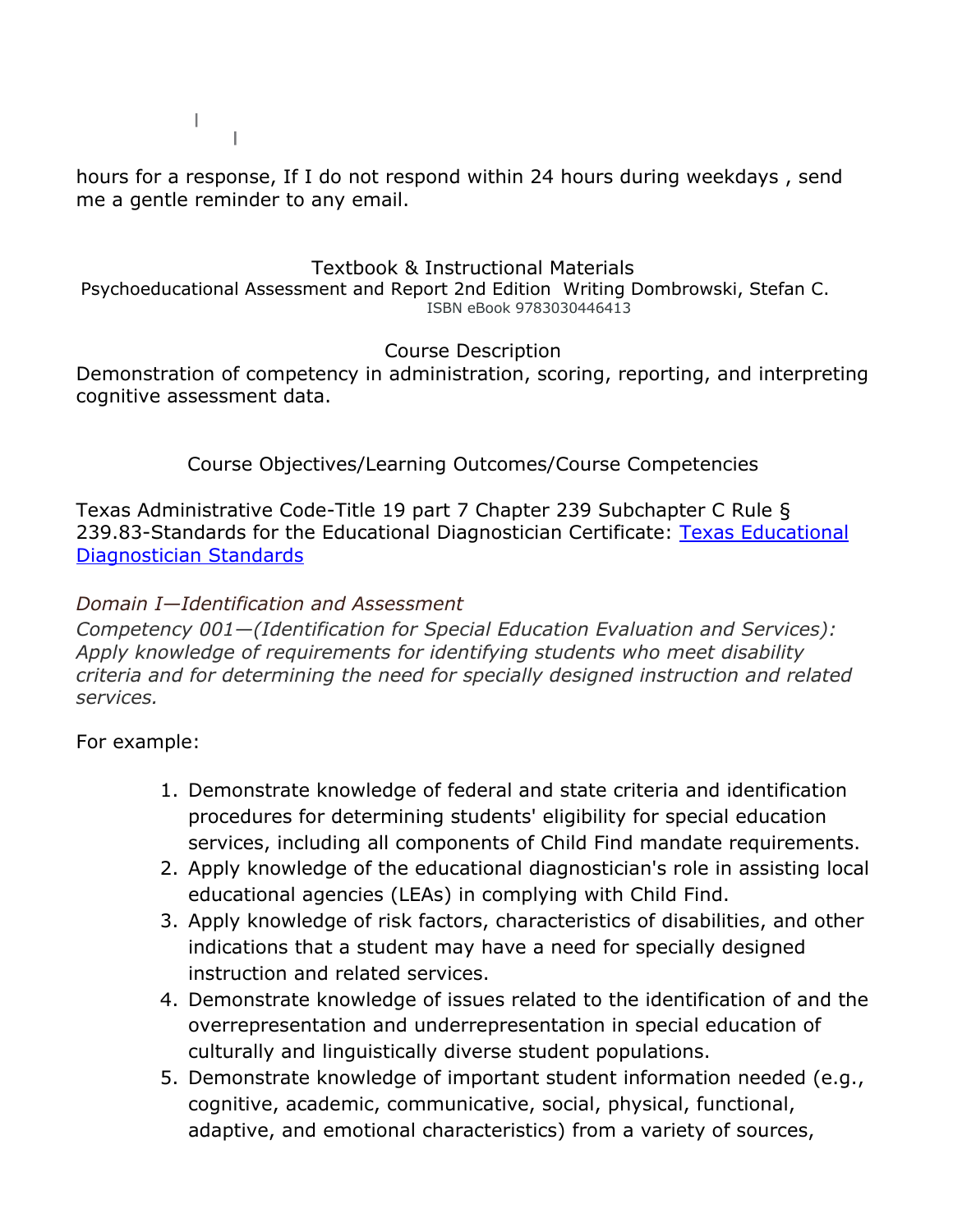hours for a response, If I do not respond within 24 hours during weekdays , send me a gentle reminder to any email.

## Textbook & Instructional Materials

Psychoeducational Assessment and Report 2nd Edition Writing Dombrowski, Stefan C.
ISBN eBook 9783030446413

## Course Description

Demonstration of competency in administration, scoring, reporting, and interpreting cognitive assessment data.

## Course Objectives/Learning Outcomes/Course Competencies

Texas Administrative Code-Title 19 part 7 Chapter 239 Subchapter C Rule § 239.83-Standards for the Educational Diagnostician Certificate: [Texas Educational Diagnostician Standards]()

*Domain I—Identification and Assessment*

*Competency 001—(Identification for Special Education Evaluation and Services): Apply knowledge of requirements for identifying students who meet disability criteria and for determining the need for specially designed instruction and related services.*

For example:

1. Demonstrate knowledge of federal and state criteria and identification procedures for determining students' eligibility for special education services, including all components of Child Find mandate requirements.
2. Apply knowledge of the educational diagnostician's role in assisting local educational agencies (LEAs) in complying with Child Find.
3. Apply knowledge of risk factors, characteristics of disabilities, and other indications that a student may have a need for specially designed instruction and related services.
4. Demonstrate knowledge of issues related to the identification of and the overrepresentation and underrepresentation in special education of culturally and linguistically diverse student populations.
5. Demonstrate knowledge of important student information needed (e.g., cognitive, academic, communicative, social, physical, functional, adaptive, and emotional characteristics) from a variety of sources,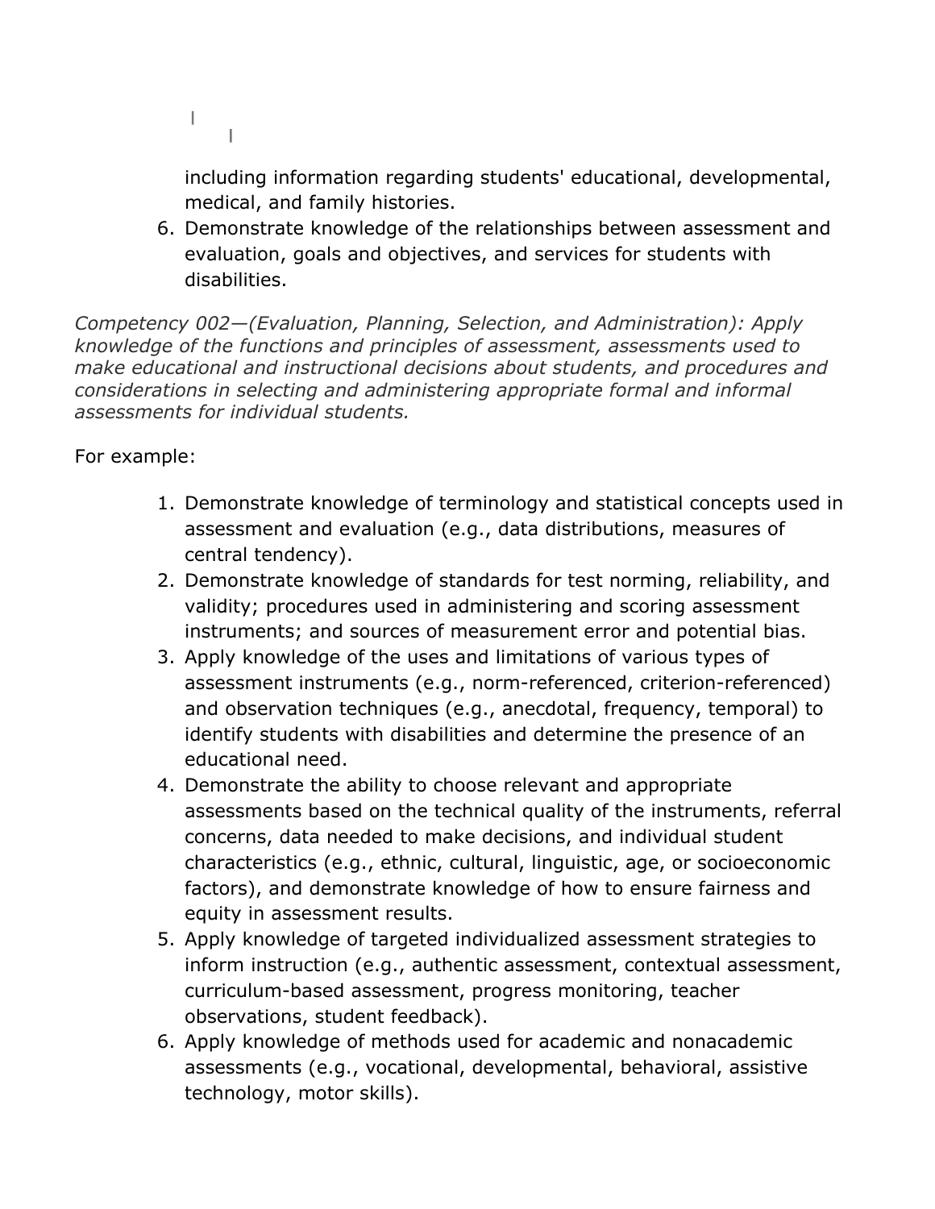including information regarding students' educational, developmental, medical, and family histories.

6. Demonstrate knowledge of the relationships between assessment and evaluation, goals and objectives, and services for students with disabilities.

*Competency 002—(Evaluation, Planning, Selection, and Administration): Apply knowledge of the functions and principles of assessment, assessments used to make educational and instructional decisions about students, and procedures and considerations in selecting and administering appropriate formal and informal assessments for individual students.*

For example:

1. Demonstrate knowledge of terminology and statistical concepts used in assessment and evaluation (e.g., data distributions, measures of central tendency).
2. Demonstrate knowledge of standards for test norming, reliability, and validity; procedures used in administering and scoring assessment instruments; and sources of measurement error and potential bias.
3. Apply knowledge of the uses and limitations of various types of assessment instruments (e.g., norm-referenced, criterion-referenced) and observation techniques (e.g., anecdotal, frequency, temporal) to identify students with disabilities and determine the presence of an educational need.
4. Demonstrate the ability to choose relevant and appropriate assessments based on the technical quality of the instruments, referral concerns, data needed to make decisions, and individual student characteristics (e.g., ethnic, cultural, linguistic, age, or socioeconomic factors), and demonstrate knowledge of how to ensure fairness and equity in assessment results.
5. Apply knowledge of targeted individualized assessment strategies to inform instruction (e.g., authentic assessment, contextual assessment, curriculum-based assessment, progress monitoring, teacher observations, student feedback).
6. Apply knowledge of methods used for academic and nonacademic assessments (e.g., vocational, developmental, behavioral, assistive technology, motor skills).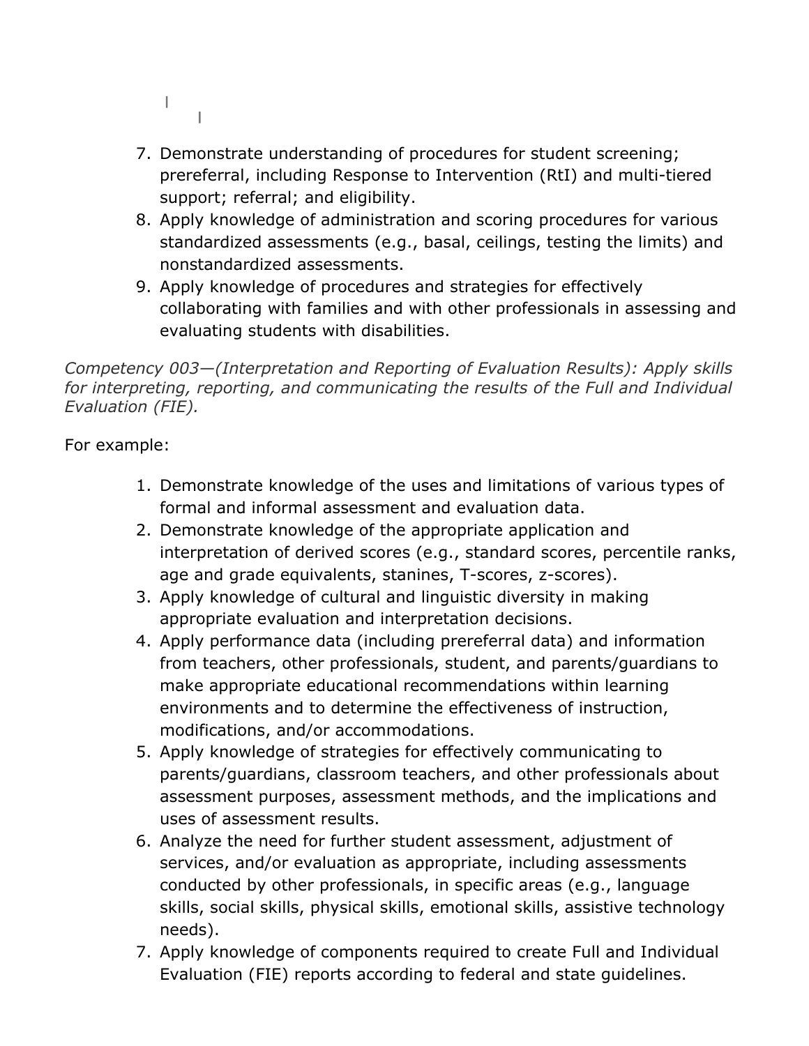7. Demonstrate understanding of procedures for student screening; prereferral, including Response to Intervention (RtI) and multi-tiered support; referral; and eligibility.
8. Apply knowledge of administration and scoring procedures for various standardized assessments (e.g., basal, ceilings, testing the limits) and nonstandardized assessments.
9. Apply knowledge of procedures and strategies for effectively collaborating with families and with other professionals in assessing and evaluating students with disabilities.

*Competency 003—(Interpretation and Reporting of Evaluation Results): Apply skills for interpreting, reporting, and communicating the results of the Full and Individual Evaluation (FIE).*

For example:

1. Demonstrate knowledge of the uses and limitations of various types of formal and informal assessment and evaluation data.
2. Demonstrate knowledge of the appropriate application and interpretation of derived scores (e.g., standard scores, percentile ranks, age and grade equivalents, stanines, T-scores, z-scores).
3. Apply knowledge of cultural and linguistic diversity in making appropriate evaluation and interpretation decisions.
4. Apply performance data (including prereferral data) and information from teachers, other professionals, student, and parents/guardians to make appropriate educational recommendations within learning environments and to determine the effectiveness of instruction, modifications, and/or accommodations.
5. Apply knowledge of strategies for effectively communicating to parents/guardians, classroom teachers, and other professionals about assessment purposes, assessment methods, and the implications and uses of assessment results.
6. Analyze the need for further student assessment, adjustment of services, and/or evaluation as appropriate, including assessments conducted by other professionals, in specific areas (e.g., language skills, social skills, physical skills, emotional skills, assistive technology needs).
7. Apply knowledge of components required to create Full and Individual Evaluation (FIE) reports according to federal and state guidelines.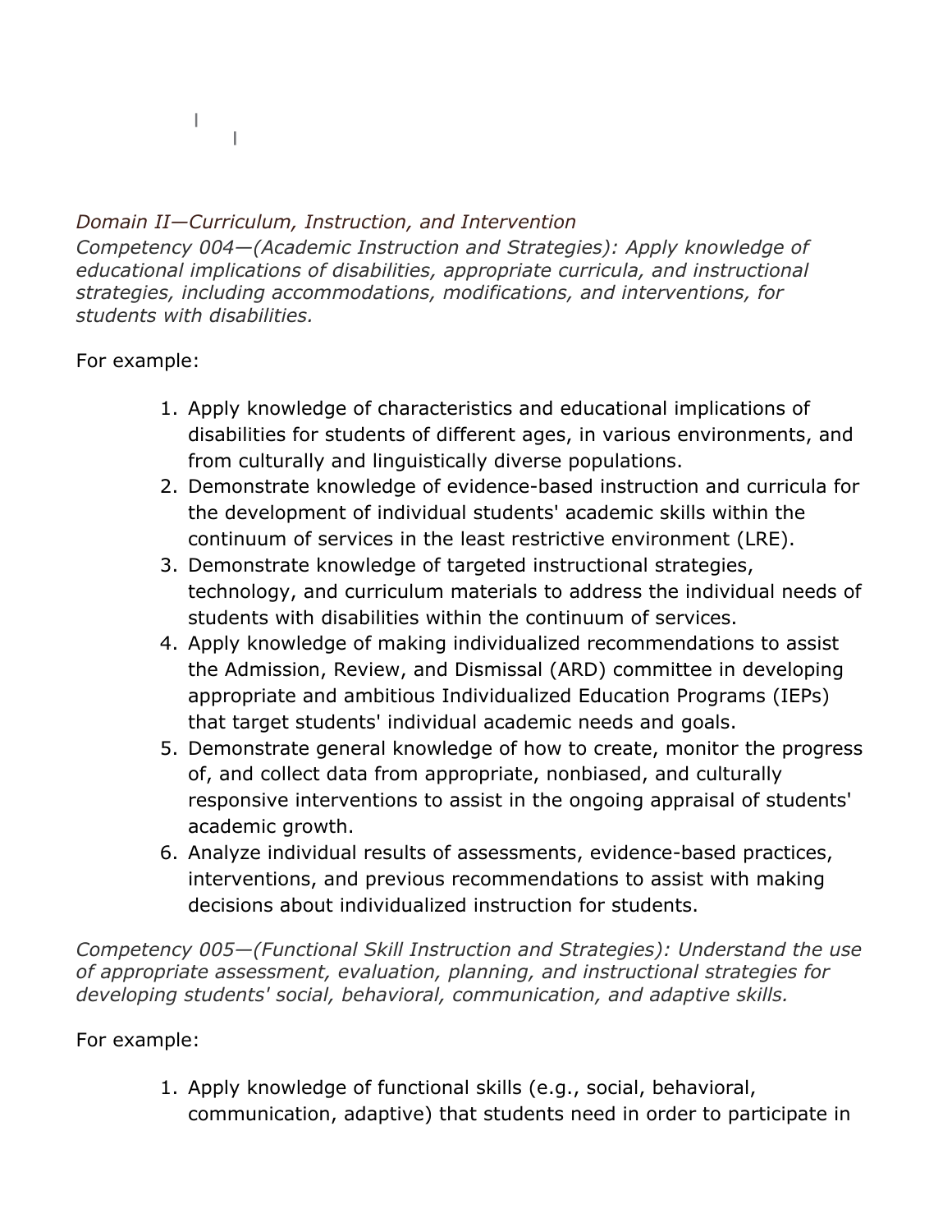*Domain II—Curriculum, Instruction, and Intervention*

*Competency 004—(Academic Instruction and Strategies): Apply knowledge of educational implications of disabilities, appropriate curricula, and instructional strategies, including accommodations, modifications, and interventions, for students with disabilities.*

For example:

1. Apply knowledge of characteristics and educational implications of disabilities for students of different ages, in various environments, and from culturally and linguistically diverse populations.
2. Demonstrate knowledge of evidence-based instruction and curricula for the development of individual students' academic skills within the continuum of services in the least restrictive environment (LRE).
3. Demonstrate knowledge of targeted instructional strategies, technology, and curriculum materials to address the individual needs of students with disabilities within the continuum of services.
4. Apply knowledge of making individualized recommendations to assist the Admission, Review, and Dismissal (ARD) committee in developing appropriate and ambitious Individualized Education Programs (IEPs) that target students' individual academic needs and goals.
5. Demonstrate general knowledge of how to create, monitor the progress of, and collect data from appropriate, nonbiased, and culturally responsive interventions to assist in the ongoing appraisal of students' academic growth.
6. Analyze individual results of assessments, evidence-based practices, interventions, and previous recommendations to assist with making decisions about individualized instruction for students.

*Competency 005—(Functional Skill Instruction and Strategies): Understand the use of appropriate assessment, evaluation, planning, and instructional strategies for developing students' social, behavioral, communication, and adaptive skills.*

For example:

1. Apply knowledge of functional skills (e.g., social, behavioral, communication, adaptive) that students need in order to participate in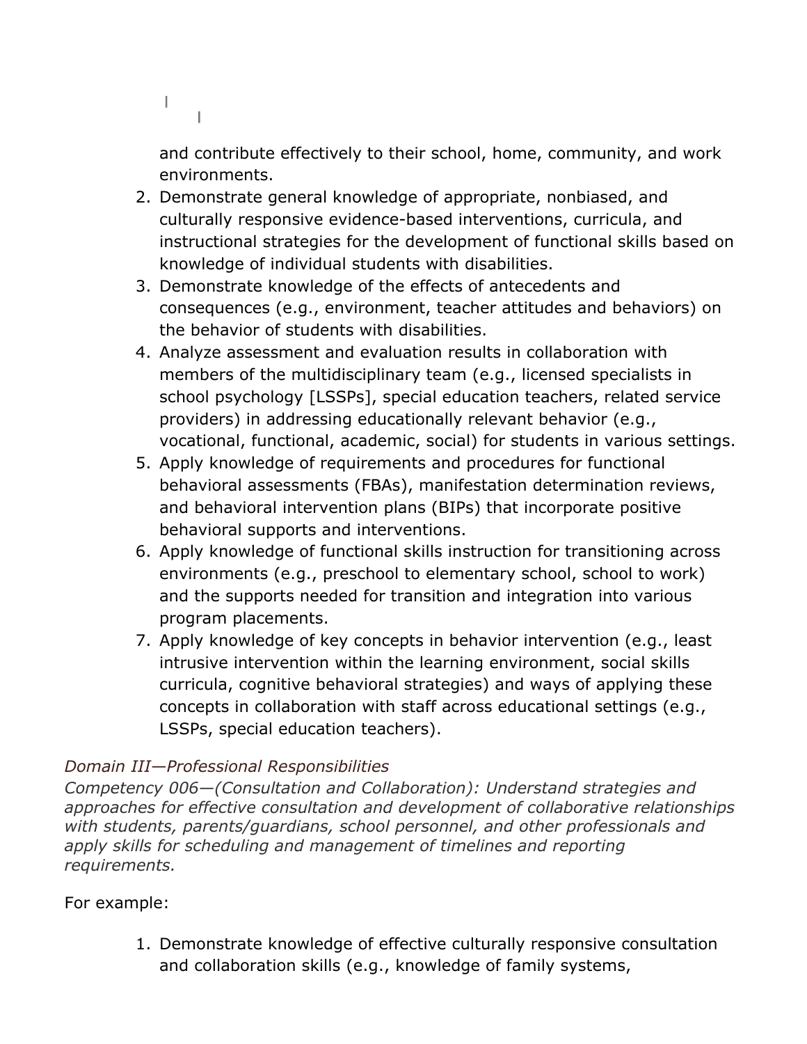and contribute effectively to their school, home, community, and work environments.

2. Demonstrate general knowledge of appropriate, nonbiased, and culturally responsive evidence-based interventions, curricula, and instructional strategies for the development of functional skills based on knowledge of individual students with disabilities.
3. Demonstrate knowledge of the effects of antecedents and consequences (e.g., environment, teacher attitudes and behaviors) on the behavior of students with disabilities.
4. Analyze assessment and evaluation results in collaboration with members of the multidisciplinary team (e.g., licensed specialists in school psychology [LSSPs], special education teachers, related service providers) in addressing educationally relevant behavior (e.g., vocational, functional, academic, social) for students in various settings.
5. Apply knowledge of requirements and procedures for functional behavioral assessments (FBAs), manifestation determination reviews, and behavioral intervention plans (BIPs) that incorporate positive behavioral supports and interventions.
6. Apply knowledge of functional skills instruction for transitioning across environments (e.g., preschool to elementary school, school to work) and the supports needed for transition and integration into various program placements.
7. Apply knowledge of key concepts in behavior intervention (e.g., least intrusive intervention within the learning environment, social skills curricula, cognitive behavioral strategies) and ways of applying these concepts in collaboration with staff across educational settings (e.g., LSSPs, special education teachers).

*Domain III—Professional Responsibilities*
*Competency 006—(Consultation and Collaboration): Understand strategies and approaches for effective consultation and development of collaborative relationships with students, parents/guardians, school personnel, and other professionals and apply skills for scheduling and management of timelines and reporting requirements.*

For example:

1. Demonstrate knowledge of effective culturally responsive consultation and collaboration skills (e.g., knowledge of family systems,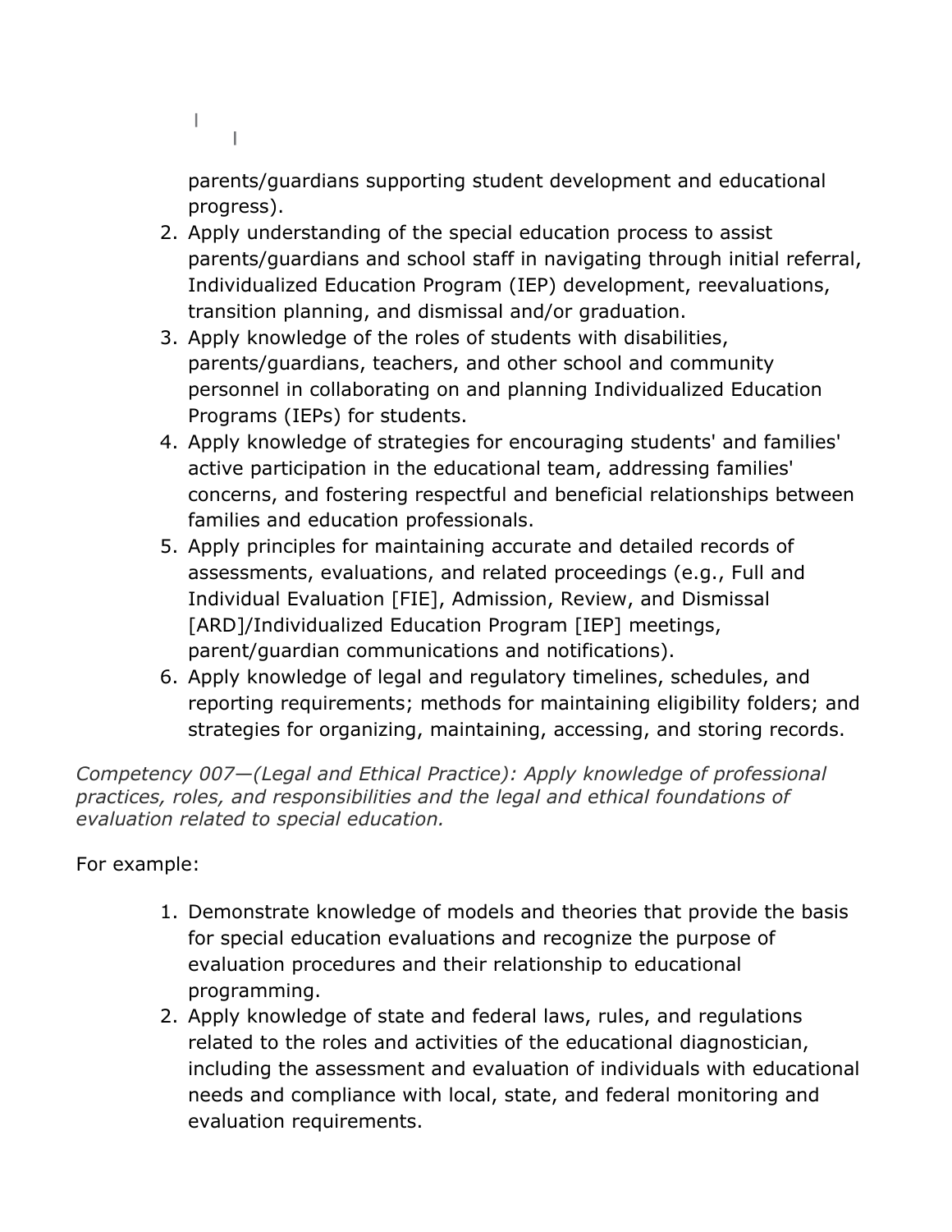parents/guardians supporting student development and educational progress).

2. Apply understanding of the special education process to assist parents/guardians and school staff in navigating through initial referral, Individualized Education Program (IEP) development, reevaluations, transition planning, and dismissal and/or graduation.
3. Apply knowledge of the roles of students with disabilities, parents/guardians, teachers, and other school and community personnel in collaborating on and planning Individualized Education Programs (IEPs) for students.
4. Apply knowledge of strategies for encouraging students' and families' active participation in the educational team, addressing families' concerns, and fostering respectful and beneficial relationships between families and education professionals.
5. Apply principles for maintaining accurate and detailed records of assessments, evaluations, and related proceedings (e.g., Full and Individual Evaluation [FIE], Admission, Review, and Dismissal [ARD]/Individualized Education Program [IEP] meetings, parent/guardian communications and notifications).
6. Apply knowledge of legal and regulatory timelines, schedules, and reporting requirements; methods for maintaining eligibility folders; and strategies for organizing, maintaining, accessing, and storing records.

*Competency 007—(Legal and Ethical Practice): Apply knowledge of professional practices, roles, and responsibilities and the legal and ethical foundations of evaluation related to special education.*

For example:

1. Demonstrate knowledge of models and theories that provide the basis for special education evaluations and recognize the purpose of evaluation procedures and their relationship to educational programming.
2. Apply knowledge of state and federal laws, rules, and regulations related to the roles and activities of the educational diagnostician, including the assessment and evaluation of individuals with educational needs and compliance with local, state, and federal monitoring and evaluation requirements.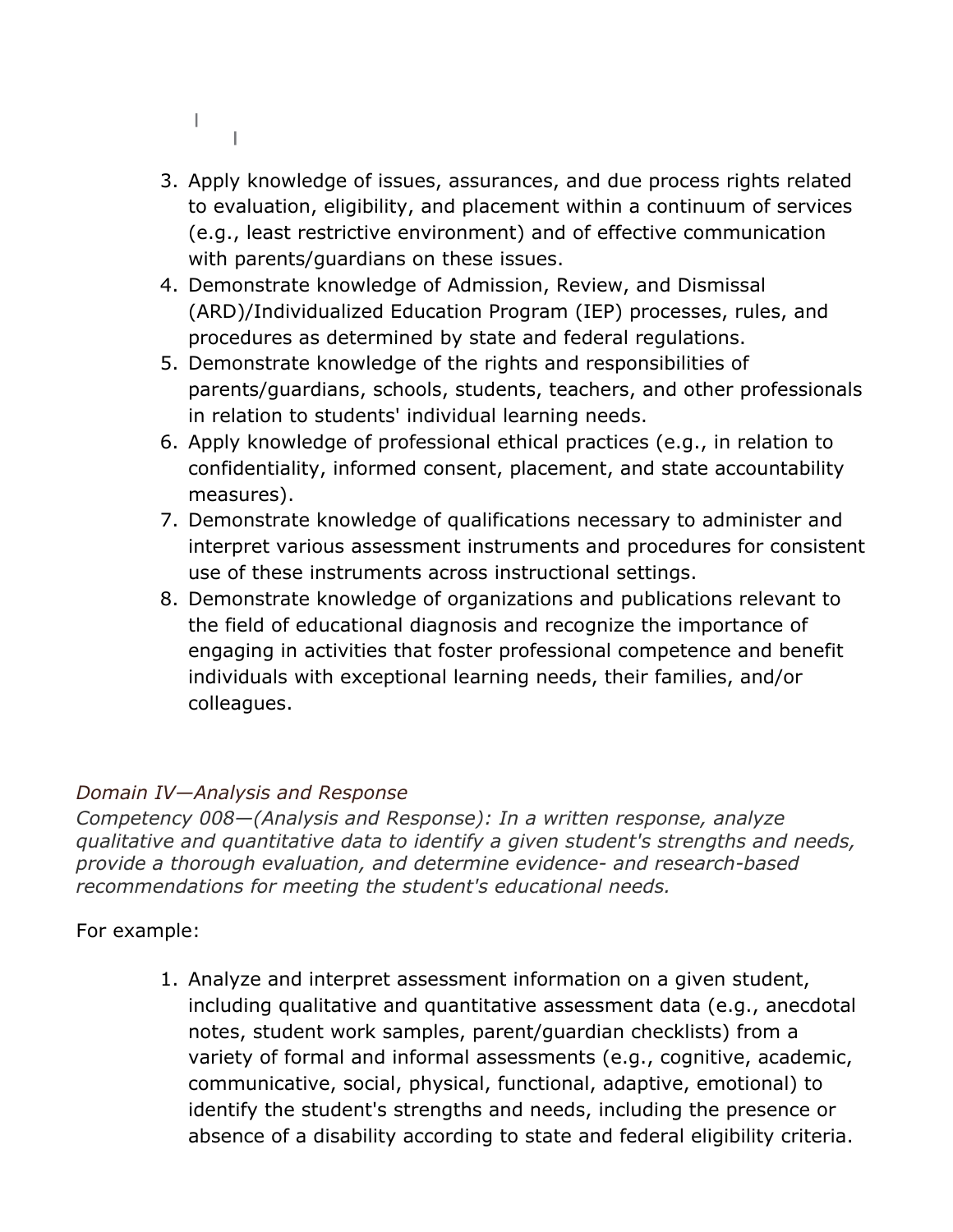3. Apply knowledge of issues, assurances, and due process rights related to evaluation, eligibility, and placement within a continuum of services (e.g., least restrictive environment) and of effective communication with parents/guardians on these issues.
4. Demonstrate knowledge of Admission, Review, and Dismissal (ARD)/Individualized Education Program (IEP) processes, rules, and procedures as determined by state and federal regulations.
5. Demonstrate knowledge of the rights and responsibilities of parents/guardians, schools, students, teachers, and other professionals in relation to students' individual learning needs.
6. Apply knowledge of professional ethical practices (e.g., in relation to confidentiality, informed consent, placement, and state accountability measures).
7. Demonstrate knowledge of qualifications necessary to administer and interpret various assessment instruments and procedures for consistent use of these instruments across instructional settings.
8. Demonstrate knowledge of organizations and publications relevant to the field of educational diagnosis and recognize the importance of engaging in activities that foster professional competence and benefit individuals with exceptional learning needs, their families, and/or colleagues.

*Domain IV—Analysis and Response*

*Competency 008—(Analysis and Response): In a written response, analyze qualitative and quantitative data to identify a given student's strengths and needs, provide a thorough evaluation, and determine evidence- and research-based recommendations for meeting the student's educational needs.*

For example:

1. Analyze and interpret assessment information on a given student, including qualitative and quantitative assessment data (e.g., anecdotal notes, student work samples, parent/guardian checklists) from a variety of formal and informal assessments (e.g., cognitive, academic, communicative, social, physical, functional, adaptive, emotional) to identify the student's strengths and needs, including the presence or absence of a disability according to state and federal eligibility criteria.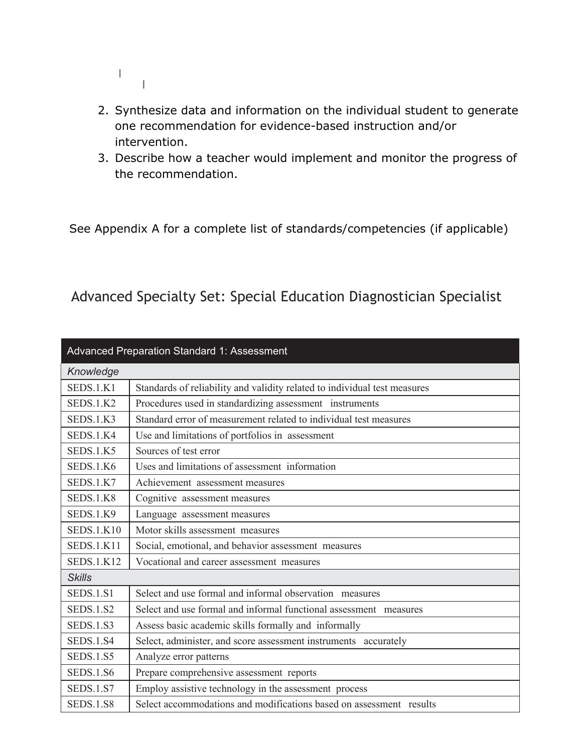2. Synthesize data and information on the individual student to generate one recommendation for evidence-based instruction and/or intervention.
3. Describe how a teacher would implement and monitor the progress of the recommendation.

See Appendix A for a complete list of standards/competencies (if applicable)

## Advanced Specialty Set: Special Education Diagnostician Specialist

| Advanced Preparation Standard 1: Assessment | |
|---|---|
| *Knowledge* | |
| SEDS.1.K1 | Standards of reliability and validity related to individual test measures |
| SEDS.1.K2 | Procedures used in standardizing assessment instruments |
| SEDS.1.K3 | Standard error of measurement related to individual test measures |
| SEDS.1.K4 | Use and limitations of portfolios in assessment |
| SEDS.1.K5 | Sources of test error |
| SEDS.1.K6 | Uses and limitations of assessment information |
| SEDS.1.K7 | Achievement assessment measures |
| SEDS.1.K8 | Cognitive assessment measures |
| SEDS.1.K9 | Language assessment measures |
| SEDS.1.K10 | Motor skills assessment measures |
| SEDS.1.K11 | Social, emotional, and behavior assessment measures |
| SEDS.1.K12 | Vocational and career assessment measures |
| *Skills* | |
| SEDS.1.S1 | Select and use formal and informal observation measures |
| SEDS.1.S2 | Select and use formal and informal functional assessment measures |
| SEDS.1.S3 | Assess basic academic skills formally and informally |
| SEDS.1.S4 | Select, administer, and score assessment instruments accurately |
| SEDS.1.S5 | Analyze error patterns |
| SEDS.1.S6 | Prepare comprehensive assessment reports |
| SEDS.1.S7 | Employ assistive technology in the assessment process |
| SEDS.1.S8 | Select accommodations and modifications based on assessment results |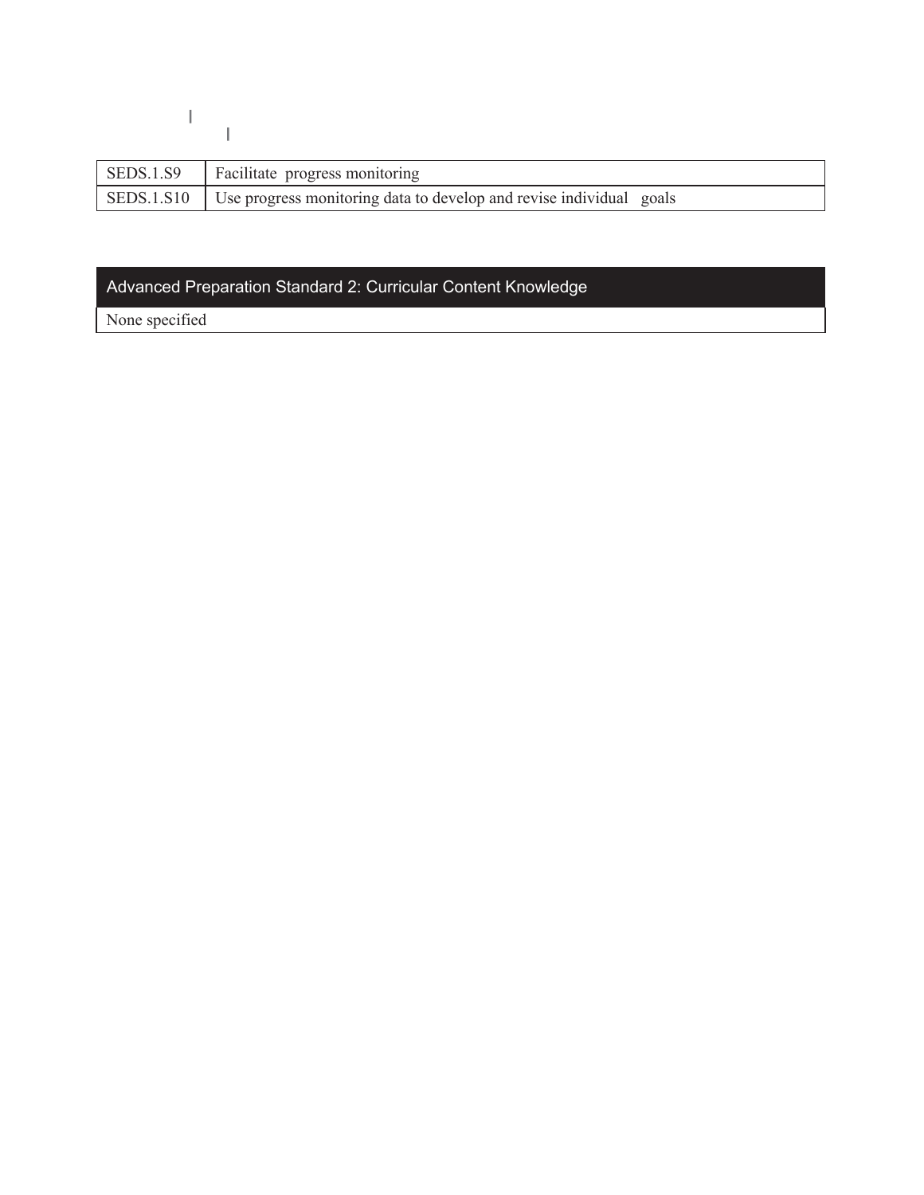| SEDS.1.S9 | Facilitate progress monitoring |
|---|---|
| SEDS.1.S10 | Use progress monitoring data to develop and revise individual goals |

| Advanced Preparation Standard 2: Curricular Content Knowledge |
|---|
| None specified |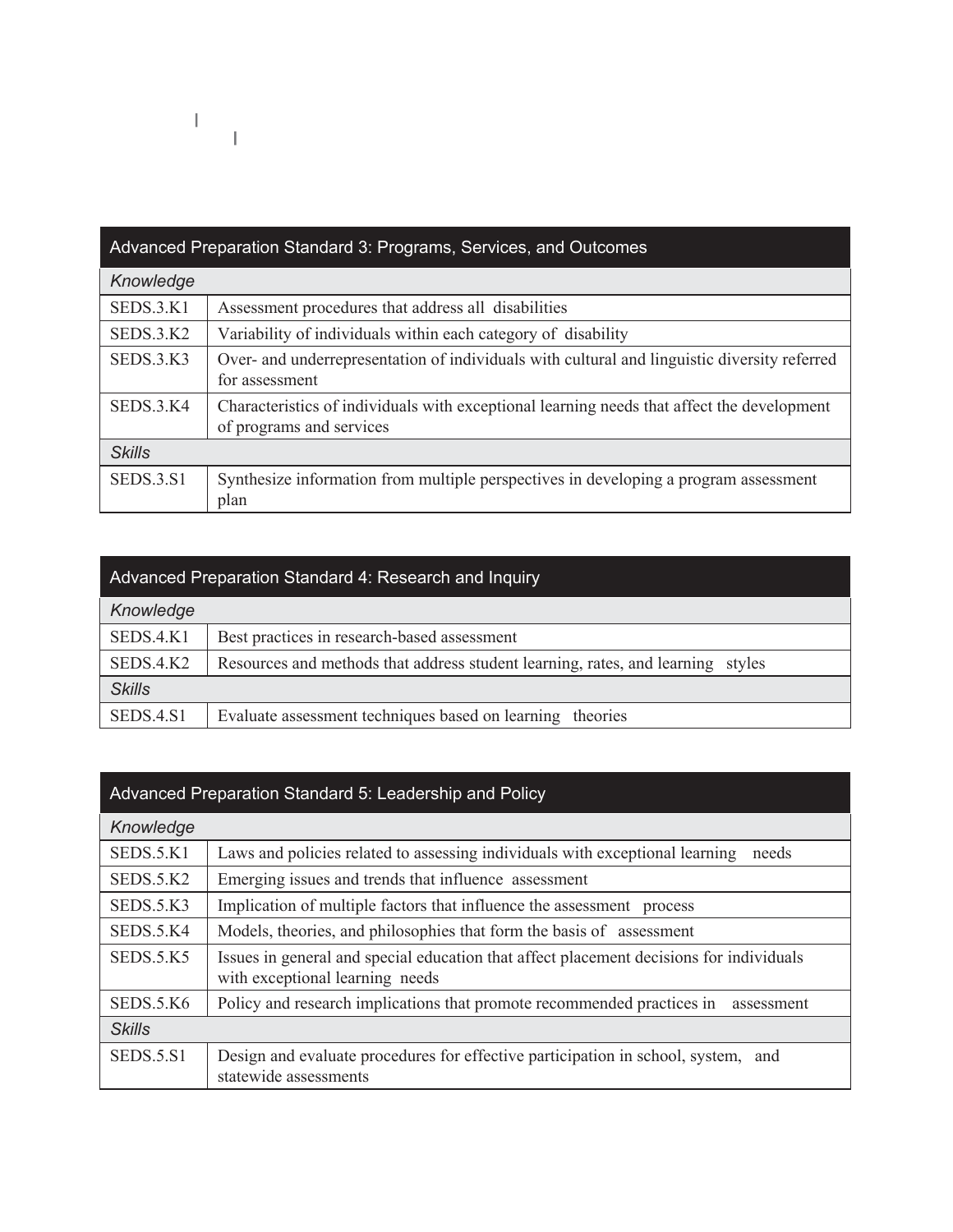| Advanced Preparation Standard 3: Programs, Services, and Outcomes | |
|---|---|
| *Knowledge* | |
| SEDS.3.K1 | Assessment procedures that address all disabilities |
| SEDS.3.K2 | Variability of individuals within each category of disability |
| SEDS.3.K3 | Over- and underrepresentation of individuals with cultural and linguistic diversity referred for assessment |
| SEDS.3.K4 | Characteristics of individuals with exceptional learning needs that affect the development of programs and services |
| *Skills* | |
| SEDS.3.S1 | Synthesize information from multiple perspectives in developing a program assessment plan |

| Advanced Preparation Standard 4: Research and Inquiry | |
|---|---|
| *Knowledge* | |
| SEDS.4.K1 | Best practices in research-based assessment |
| SEDS.4.K2 | Resources and methods that address student learning, rates, and learning styles |
| *Skills* | |
| SEDS.4.S1 | Evaluate assessment techniques based on learning theories |

| Advanced Preparation Standard 5: Leadership and Policy | |
|---|---|
| *Knowledge* | |
| SEDS.5.K1 | Laws and policies related to assessing individuals with exceptional learning needs |
| SEDS.5.K2 | Emerging issues and trends that influence assessment |
| SEDS.5.K3 | Implication of multiple factors that influence the assessment process |
| SEDS.5.K4 | Models, theories, and philosophies that form the basis of assessment |
| SEDS.5.K5 | Issues in general and special education that affect placement decisions for individuals with exceptional learning needs |
| SEDS.5.K6 | Policy and research implications that promote recommended practices in assessment |
| *Skills* | |
| SEDS.5.S1 | Design and evaluate procedures for effective participation in school, system, and statewide assessments |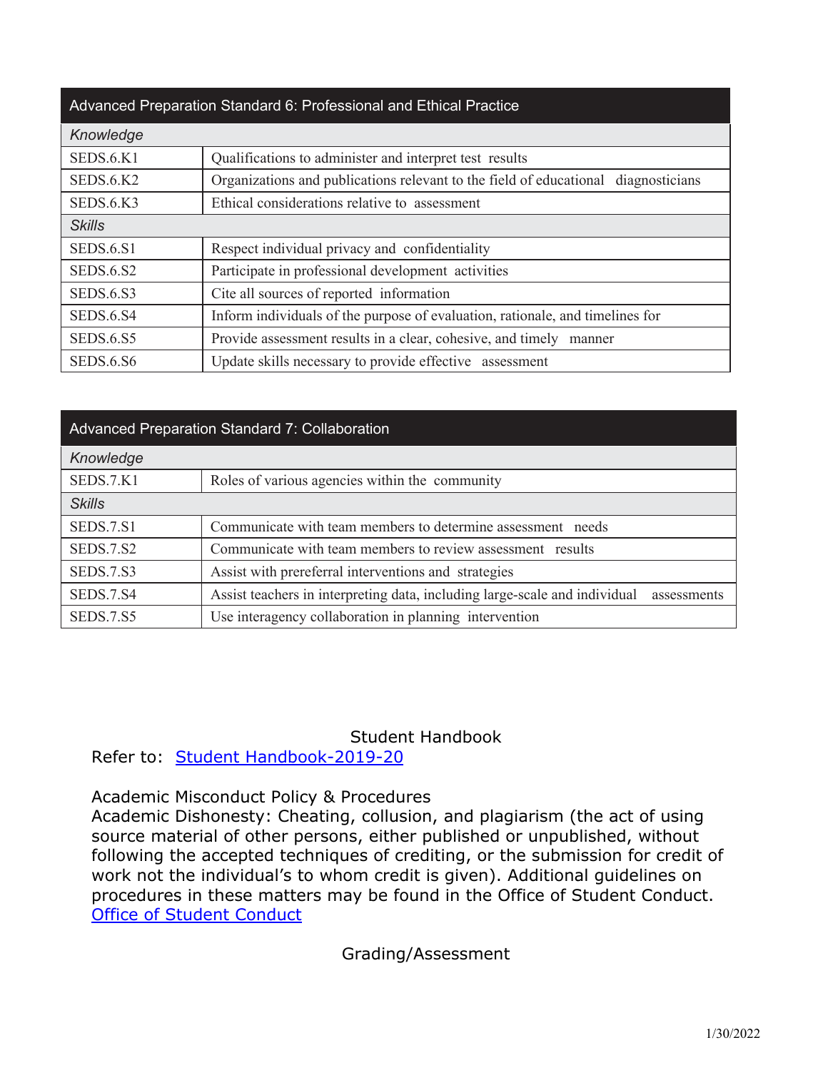| Advanced Preparation Standard 6: Professional and Ethical Practice | |
|---|---|
| *Knowledge* | |
| SEDS.6.K1 | Qualifications to administer and interpret test results |
| SEDS.6.K2 | Organizations and publications relevant to the field of educational diagnosticians |
| SEDS.6.K3 | Ethical considerations relative to assessment |
| *Skills* | |
| SEDS.6.S1 | Respect individual privacy and confidentiality |
| SEDS.6.S2 | Participate in professional development activities |
| SEDS.6.S3 | Cite all sources of reported information |
| SEDS.6.S4 | Inform individuals of the purpose of evaluation, rationale, and timelines for |
| SEDS.6.S5 | Provide assessment results in a clear, cohesive, and timely manner |
| SEDS.6.S6 | Update skills necessary to provide effective assessment |

| Advanced Preparation Standard 7: Collaboration | |
|---|---|
| *Knowledge* | |
| SEDS.7.K1 | Roles of various agencies within the community |
| *Skills* | |
| SEDS.7.S1 | Communicate with team members to determine assessment needs |
| SEDS.7.S2 | Communicate with team members to review assessment results |
| SEDS.7.S3 | Assist with prereferral interventions and strategies |
| SEDS.7.S4 | Assist teachers in interpreting data, including large-scale and individual assessments |
| SEDS.7.S5 | Use interagency collaboration in planning intervention |

## Student Handbook

Refer to: [Student Handbook-2019-20]

Academic Misconduct Policy & Procedures
Academic Dishonesty: Cheating, collusion, and plagiarism (the act of using source material of other persons, either published or unpublished, without following the accepted techniques of crediting, or the submission for credit of work not the individual's to whom credit is given). Additional guidelines on procedures in these matters may be found in the Office of Student Conduct.
[Office of Student Conduct]

## Grading/Assessment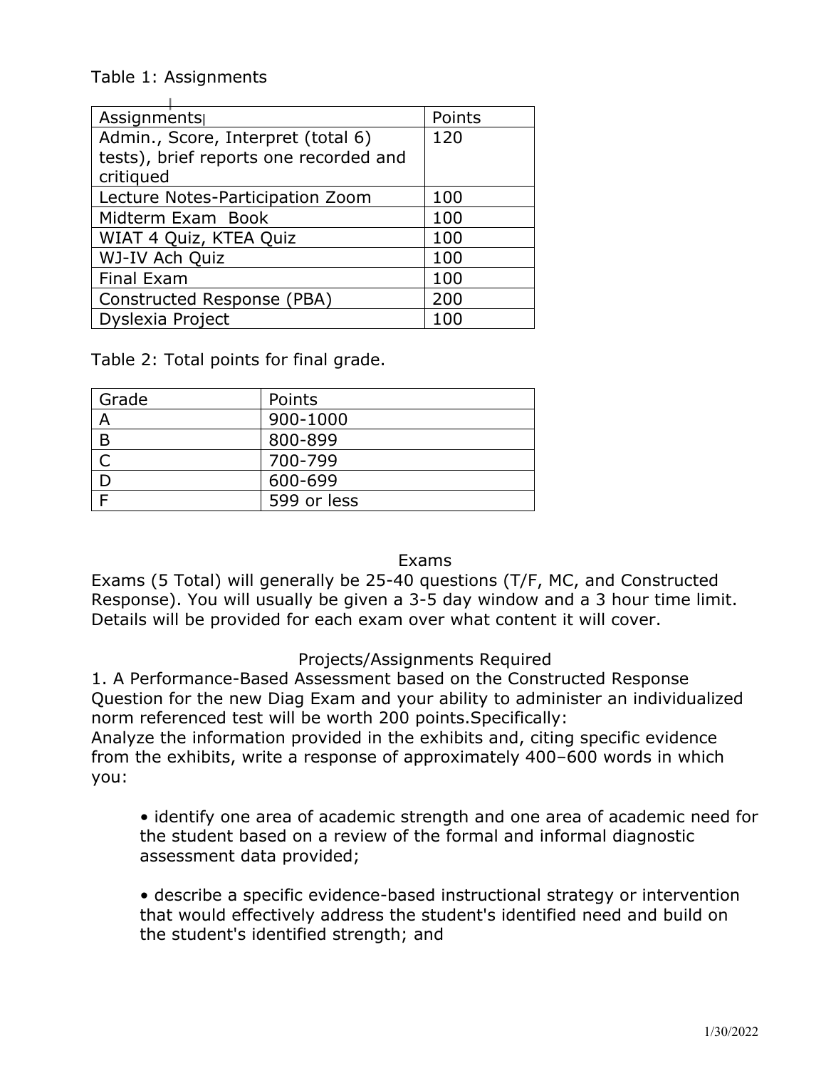Table 1: Assignments

| Assignments | Points |
| --- | --- |
| Admin., Score, Interpret (total 6) tests), brief reports one recorded and critiqued | 120 |
| Lecture Notes-Participation Zoom | 100 |
| Midterm Exam  Book | 100 |
| WIAT 4 Quiz, KTEA Quiz | 100 |
| WJ-IV Ach Quiz | 100 |
| Final Exam | 100 |
| Constructed Response (PBA) | 200 |
| Dyslexia Project | 100 |

Table 2: Total points for final grade.

| Grade | Points |
| --- | --- |
| A | 900-1000 |
| B | 800-899 |
| C | 700-799 |
| D | 600-699 |
| F | 599 or less |

## Exams

Exams (5 Total) will generally be 25-40 questions (T/F, MC, and Constructed Response). You will usually be given a 3-5 day window and a 3 hour time limit. Details will be provided for each exam over what content it will cover.

## Projects/Assignments Required

1. A Performance-Based Assessment based on the Constructed Response Question for the new Diag Exam and your ability to administer an individualized norm referenced test will be worth 200 points.Specifically:
Analyze the information provided in the exhibits and, citing specific evidence from the exhibits, write a response of approximately 400–600 words in which you:

    • identify one area of academic strength and one area of academic need for the student based on a review of the formal and informal diagnostic assessment data provided;

    • describe a specific evidence-based instructional strategy or intervention that would effectively address the student's identified need and build on the student's identified strength; and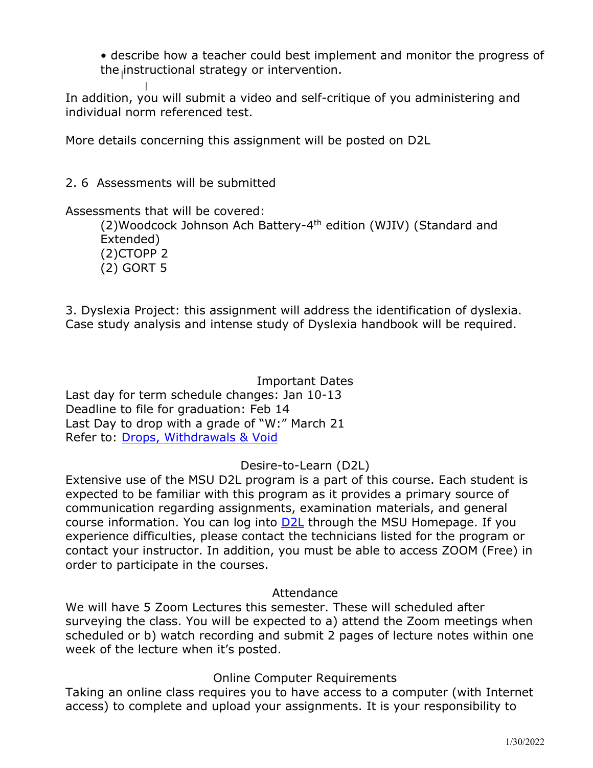- describe how a teacher could best implement and monitor the progress of the instructional strategy or intervention.

In addition, you will submit a video and self-critique of you administering and individual norm referenced test.

More details concerning this assignment will be posted on D2L

2. 6 Assessments will be submitted

Assessments that will be covered:

(2)Woodcock Johnson Ach Battery-4th edition (WJIV) (Standard and Extended)
(2)CTOPP 2
(2) GORT 5

3. Dyslexia Project: this assignment will address the identification of dyslexia. Case study analysis and intense study of Dyslexia handbook will be required.

## Important Dates

Last day for term schedule changes: Jan 10-13
Deadline to file for graduation: Feb 14
Last Day to drop with a grade of "W:" March 21
Refer to: Drops, Withdrawals & Void

## Desire-to-Learn (D2L)

Extensive use of the MSU D2L program is a part of this course. Each student is expected to be familiar with this program as it provides a primary source of communication regarding assignments, examination materials, and general course information. You can log into D2L through the MSU Homepage. If you experience difficulties, please contact the technicians listed for the program or contact your instructor. In addition, you must be able to access ZOOM (Free) in order to participate in the courses.

## Attendance

We will have 5 Zoom Lectures this semester. These will scheduled after surveying the class. You will be expected to a) attend the Zoom meetings when scheduled or b) watch recording and submit 2 pages of lecture notes within one week of the lecture when it's posted.

## Online Computer Requirements

Taking an online class requires you to have access to a computer (with Internet access) to complete and upload your assignments. It is your responsibility to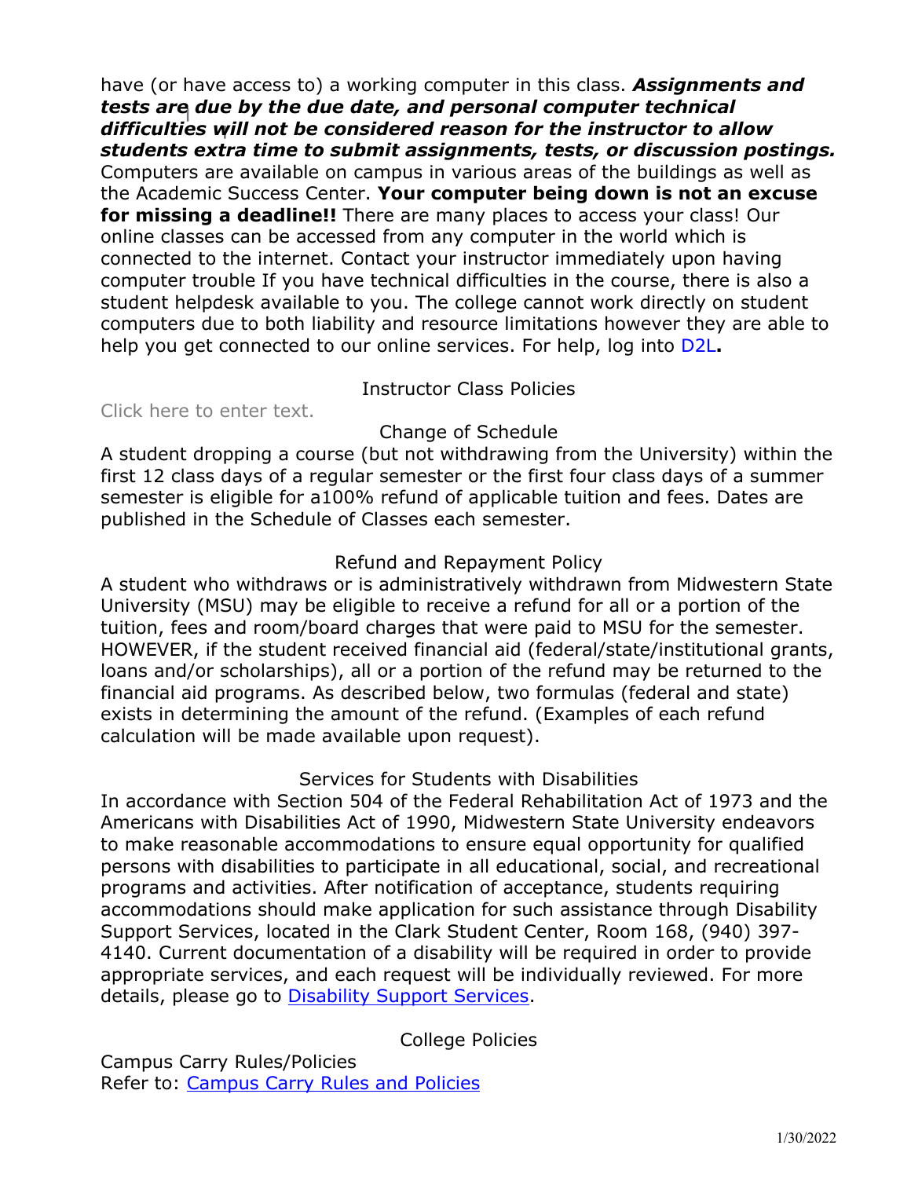have (or have access to) a working computer in this class. ***Assignments and tests are due by the due date, and personal computer technical difficulties will not be considered reason for the instructor to allow students extra time to submit assignments, tests, or discussion postings.*** Computers are available on campus in various areas of the buildings as well as the Academic Success Center. **Your computer being down is not an excuse for missing a deadline!!** There are many places to access your class! Our online classes can be accessed from any computer in the world which is connected to the internet. Contact your instructor immediately upon having computer trouble If you have technical difficulties in the course, there is also a student helpdesk available to you. The college cannot work directly on student computers due to both liability and resource limitations however they are able to help you get connected to our online services. For help, log into D2L**.**

## Instructor Class Policies

Click here to enter text.

## Change of Schedule

A student dropping a course (but not withdrawing from the University) within the first 12 class days of a regular semester or the first four class days of a summer semester is eligible for a100% refund of applicable tuition and fees. Dates are published in the Schedule of Classes each semester.

## Refund and Repayment Policy

A student who withdraws or is administratively withdrawn from Midwestern State University (MSU) may be eligible to receive a refund for all or a portion of the tuition, fees and room/board charges that were paid to MSU for the semester. HOWEVER, if the student received financial aid (federal/state/institutional grants, loans and/or scholarships), all or a portion of the refund may be returned to the financial aid programs. As described below, two formulas (federal and state) exists in determining the amount of the refund. (Examples of each refund calculation will be made available upon request).

## Services for Students with Disabilities

In accordance with Section 504 of the Federal Rehabilitation Act of 1973 and the Americans with Disabilities Act of 1990, Midwestern State University endeavors to make reasonable accommodations to ensure equal opportunity for qualified persons with disabilities to participate in all educational, social, and recreational programs and activities. After notification of acceptance, students requiring accommodations should make application for such assistance through Disability Support Services, located in the Clark Student Center, Room 168, (940) 397-4140. Current documentation of a disability will be required in order to provide appropriate services, and each request will be individually reviewed. For more details, please go to Disability Support Services.

## College Policies

Campus Carry Rules/Policies
Refer to: Campus Carry Rules and Policies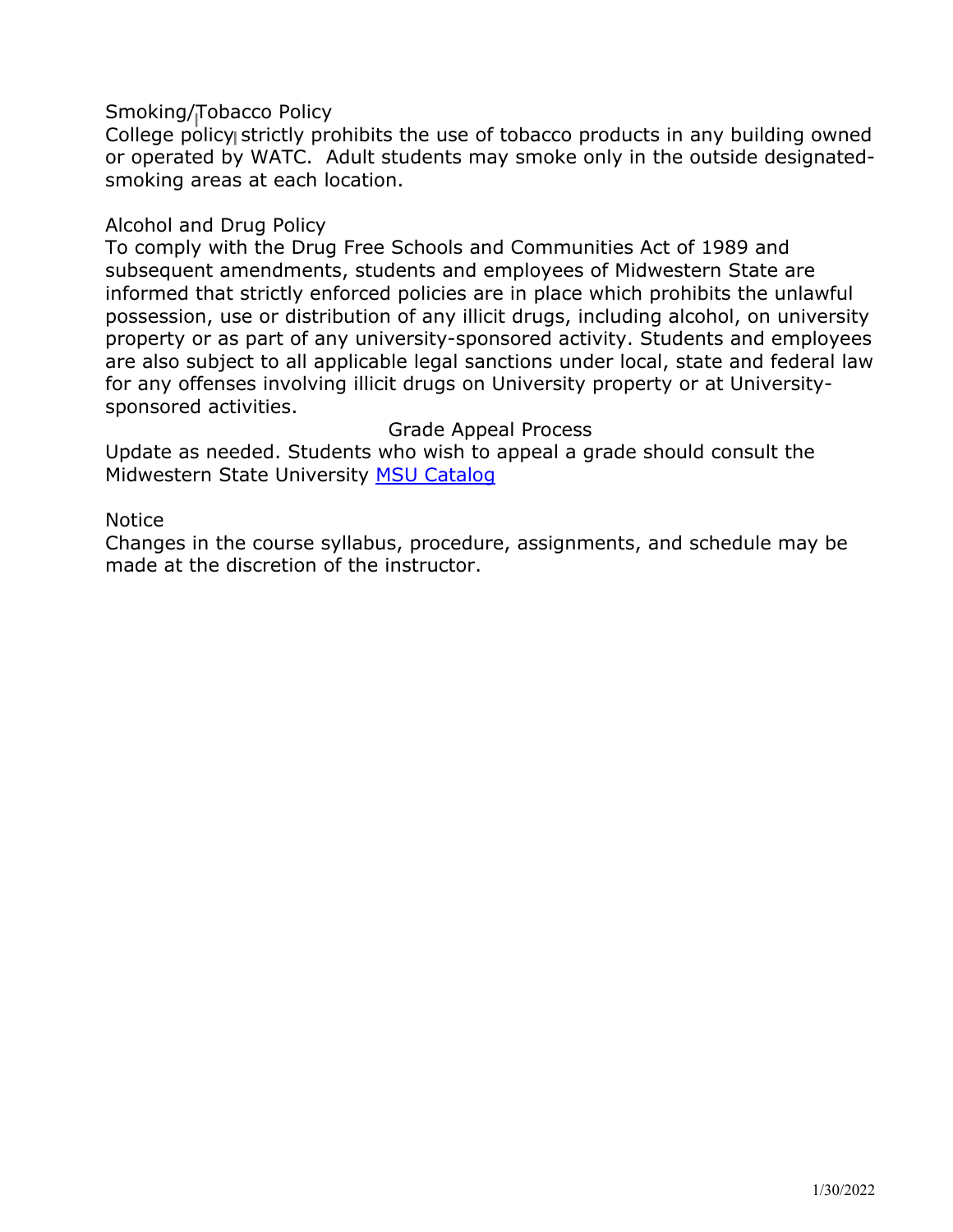Smoking/Tobacco Policy

College policy strictly prohibits the use of tobacco products in any building owned or operated by WATC. Adult students may smoke only in the outside designated-smoking areas at each location.

Alcohol and Drug Policy

To comply with the Drug Free Schools and Communities Act of 1989 and subsequent amendments, students and employees of Midwestern State are informed that strictly enforced policies are in place which prohibits the unlawful possession, use or distribution of any illicit drugs, including alcohol, on university property or as part of any university-sponsored activity. Students and employees are also subject to all applicable legal sanctions under local, state and federal law for any offenses involving illicit drugs on University property or at University-sponsored activities.

Grade Appeal Process

Update as needed. Students who wish to appeal a grade should consult the Midwestern State University [MSU Catalog]

Notice

Changes in the course syllabus, procedure, assignments, and schedule may be made at the discretion of the instructor.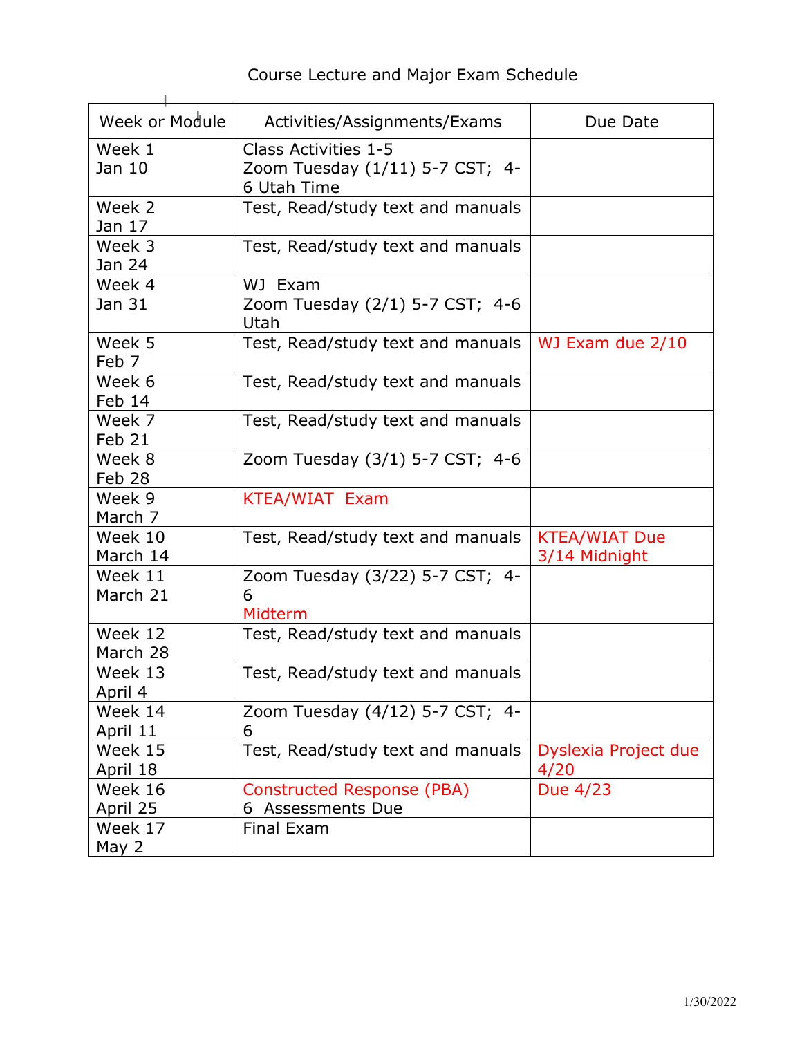# Course Lecture and Major Exam Schedule

| Week or Module | Activities/Assignments/Exams | Due Date |
|---|---|---|
| Week 1 Jan 10 | Class Activities 1-5 Zoom Tuesday (1/11) 5-7 CST; 4-6 Utah Time | |
| Week 2 Jan 17 | Test, Read/study text and manuals | |
| Week 3 Jan 24 | Test, Read/study text and manuals | |
| Week 4 Jan 31 | WJ Exam Zoom Tuesday (2/1) 5-7 CST; 4-6 Utah | |
| Week 5 Feb 7 | Test, Read/study text and manuals | WJ Exam due 2/10 |
| Week 6 Feb 14 | Test, Read/study text and manuals | |
| Week 7 Feb 21 | Test, Read/study text and manuals | |
| Week 8 Feb 28 | Zoom Tuesday (3/1) 5-7 CST; 4-6 | |
| Week 9 March 7 | KTEA/WIAT Exam | |
| Week 10 March 14 | Test, Read/study text and manuals | KTEA/WIAT Due 3/14 Midnight |
| Week 11 March 21 | Zoom Tuesday (3/22) 5-7 CST; 4-6 Midterm | |
| Week 12 March 28 | Test, Read/study text and manuals | |
| Week 13 April 4 | Test, Read/study text and manuals | |
| Week 14 April 11 | Zoom Tuesday (4/12) 5-7 CST; 4-6 | |
| Week 15 April 18 | Test, Read/study text and manuals | Dyslexia Project due 4/20 |
| Week 16 April 25 | Constructed Response (PBA) 6 Assessments Due | Due 4/23 |
| Week 17 May 2 | Final Exam | |

1/30/2022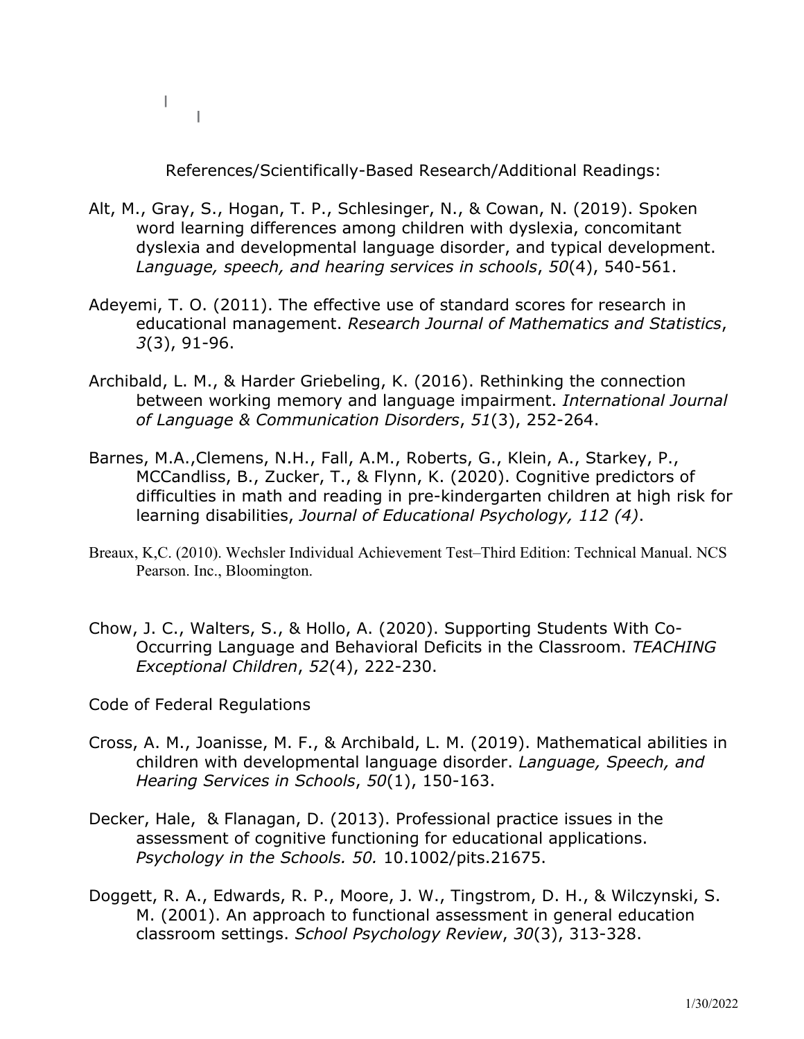References/Scientifically-Based Research/Additional Readings:

Alt, M., Gray, S., Hogan, T. P., Schlesinger, N., & Cowan, N. (2019). Spoken word learning differences among children with dyslexia, concomitant dyslexia and developmental language disorder, and typical development. *Language, speech, and hearing services in schools*, *50*(4), 540-561.

Adeyemi, T. O. (2011). The effective use of standard scores for research in educational management. *Research Journal of Mathematics and Statistics*, *3*(3), 91-96.

Archibald, L. M., & Harder Griebeling, K. (2016). Rethinking the connection between working memory and language impairment. *International Journal of Language & Communication Disorders*, *51*(3), 252-264.

Barnes, M.A.,Clemens, N.H., Fall, A.M., Roberts, G., Klein, A., Starkey, P., MCCandliss, B., Zucker, T., & Flynn, K. (2020). Cognitive predictors of difficulties in math and reading in pre-kindergarten children at high risk for learning disabilities, *Journal of Educational Psychology, 112 (4)*.

Breaux, K,C. (2010). Wechsler Individual Achievement Test–Third Edition: Technical Manual. NCS Pearson. Inc., Bloomington.

Chow, J. C., Walters, S., & Hollo, A. (2020). Supporting Students With Co-Occurring Language and Behavioral Deficits in the Classroom. *TEACHING Exceptional Children*, *52*(4), 222-230.

Code of Federal Regulations

Cross, A. M., Joanisse, M. F., & Archibald, L. M. (2019). Mathematical abilities in children with developmental language disorder. *Language, Speech, and Hearing Services in Schools*, *50*(1), 150-163.

Decker, Hale, & Flanagan, D. (2013). Professional practice issues in the assessment of cognitive functioning for educational applications. *Psychology in the Schools. 50.* 10.1002/pits.21675.

Doggett, R. A., Edwards, R. P., Moore, J. W., Tingstrom, D. H., & Wilczynski, S. M. (2001). An approach to functional assessment in general education classroom settings. *School Psychology Review*, *30*(3), 313-328.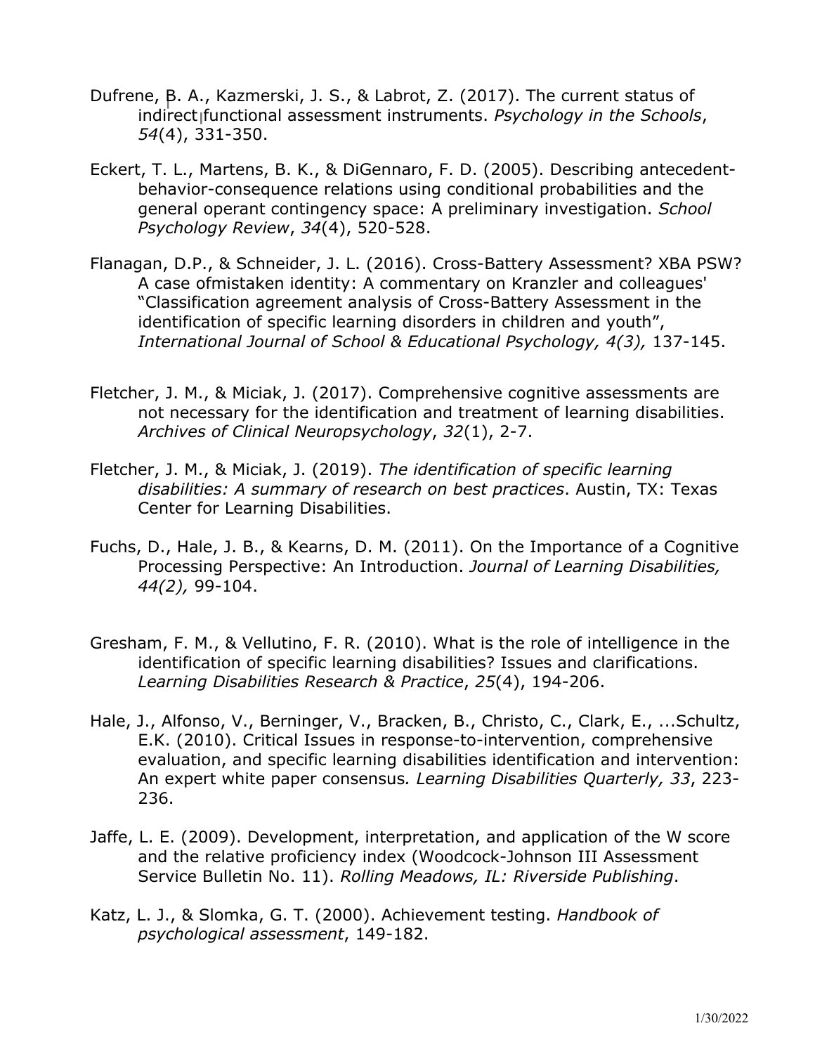Dufrene, B. A., Kazmerski, J. S., & Labrot, Z. (2017). The current status of indirect functional assessment instruments. *Psychology in the Schools*, *54*(4), 331-350.

Eckert, T. L., Martens, B. K., & DiGennaro, F. D. (2005). Describing antecedent-behavior-consequence relations using conditional probabilities and the general operant contingency space: A preliminary investigation. *School Psychology Review*, *34*(4), 520-528.

Flanagan, D.P., & Schneider, J. L. (2016). Cross-Battery Assessment? XBA PSW? A case ofmistaken identity: A commentary on Kranzler and colleagues' "Classification agreement analysis of Cross-Battery Assessment in the identification of specific learning disorders in children and youth", *International Journal of School & Educational Psychology, 4(3),* 137-145.

Fletcher, J. M., & Miciak, J. (2017). Comprehensive cognitive assessments are not necessary for the identification and treatment of learning disabilities. *Archives of Clinical Neuropsychology*, *32*(1), 2-7.

Fletcher, J. M., & Miciak, J. (2019). *The identification of specific learning disabilities: A summary of research on best practices*. Austin, TX: Texas Center for Learning Disabilities.

Fuchs, D., Hale, J. B., & Kearns, D. M. (2011). On the Importance of a Cognitive Processing Perspective: An Introduction. *Journal of Learning Disabilities, 44(2),* 99-104.

Gresham, F. M., & Vellutino, F. R. (2010). What is the role of intelligence in the identification of specific learning disabilities? Issues and clarifications. *Learning Disabilities Research & Practice*, *25*(4), 194-206.

Hale, J., Alfonso, V., Berninger, V., Bracken, B., Christo, C., Clark, E., ...Schultz, E.K. (2010). Critical Issues in response-to-intervention, comprehensive evaluation, and specific learning disabilities identification and intervention: An expert white paper consensus*. Learning Disabilities Quarterly, 33*, 223-236.

Jaffe, L. E. (2009). Development, interpretation, and application of the W score and the relative proficiency index (Woodcock-Johnson III Assessment Service Bulletin No. 11). *Rolling Meadows, IL: Riverside Publishing*.

Katz, L. J., & Slomka, G. T. (2000). Achievement testing. *Handbook of psychological assessment*, 149-182.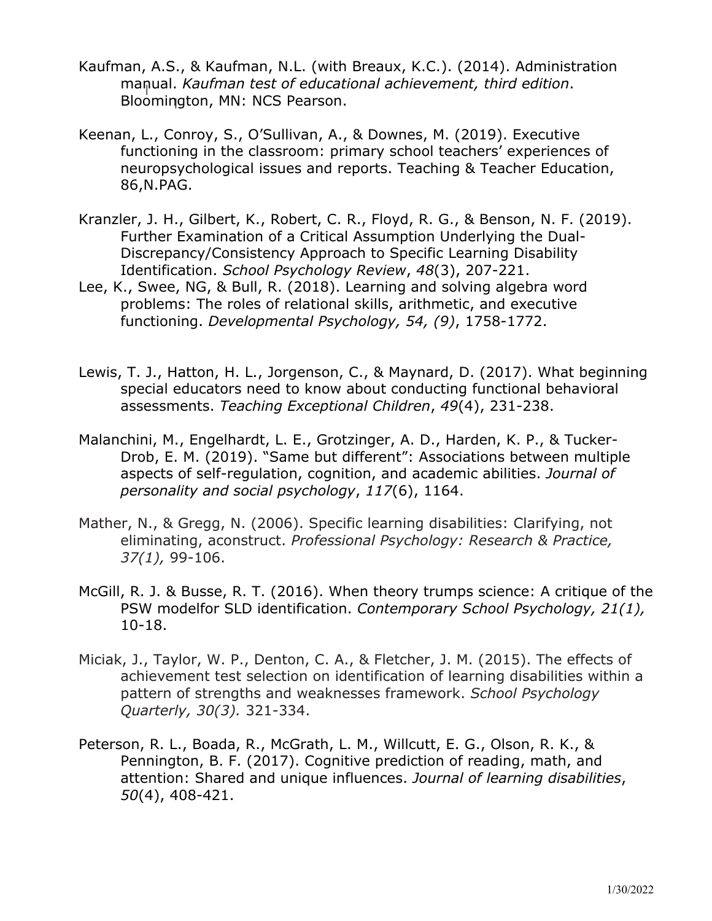Kaufman, A.S., & Kaufman, N.L. (with Breaux, K.C.). (2014). Administration manual. *Kaufman test of educational achievement, third edition*. Bloomington, MN: NCS Pearson.

Keenan, L., Conroy, S., O'Sullivan, A., & Downes, M. (2019). Executive functioning in the classroom: primary school teachers' experiences of neuropsychological issues and reports. Teaching & Teacher Education, 86,N.PAG.

Kranzler, J. H., Gilbert, K., Robert, C. R., Floyd, R. G., & Benson, N. F. (2019). Further Examination of a Critical Assumption Underlying the Dual-Discrepancy/Consistency Approach to Specific Learning Disability Identification. *School Psychology Review*, *48*(3), 207-221.

Lee, K., Swee, NG, & Bull, R. (2018). Learning and solving algebra word problems: The roles of relational skills, arithmetic, and executive functioning. *Developmental Psychology, 54, (9)*, 1758-1772.

Lewis, T. J., Hatton, H. L., Jorgenson, C., & Maynard, D. (2017). What beginning special educators need to know about conducting functional behavioral assessments. *Teaching Exceptional Children*, *49*(4), 231-238.

Malanchini, M., Engelhardt, L. E., Grotzinger, A. D., Harden, K. P., & Tucker-Drob, E. M. (2019). "Same but different": Associations between multiple aspects of self-regulation, cognition, and academic abilities. *Journal of personality and social psychology*, *117*(6), 1164.

Mather, N., & Gregg, N. (2006). Specific learning disabilities: Clarifying, not eliminating, aconstruct. *Professional Psychology: Research & Practice, 37(1),* 99-106.

McGill, R. J. & Busse, R. T. (2016). When theory trumps science: A critique of the PSW modelfor SLD identification. *Contemporary School Psychology, 21(1),* 10-18.

Miciak, J., Taylor, W. P., Denton, C. A., & Fletcher, J. M. (2015). The effects of achievement test selection on identification of learning disabilities within a pattern of strengths and weaknesses framework. *School Psychology Quarterly, 30(3).* 321-334.

Peterson, R. L., Boada, R., McGrath, L. M., Willcutt, E. G., Olson, R. K., & Pennington, B. F. (2017). Cognitive prediction of reading, math, and attention: Shared and unique influences. *Journal of learning disabilities*, *50*(4), 408-421.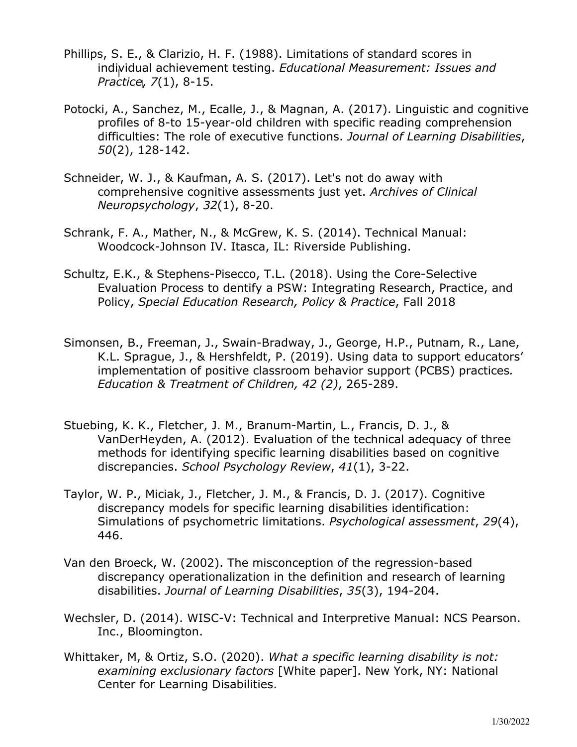Phillips, S. E., & Clarizio, H. F. (1988). Limitations of standard scores in individual achievement testing. *Educational Measurement: Issues and Practice*, *7*(1), 8-15.

Potocki, A., Sanchez, M., Ecalle, J., & Magnan, A. (2017). Linguistic and cognitive profiles of 8-to 15-year-old children with specific reading comprehension difficulties: The role of executive functions. *Journal of Learning Disabilities*, *50*(2), 128-142.

Schneider, W. J., & Kaufman, A. S. (2017). Let's not do away with comprehensive cognitive assessments just yet. *Archives of Clinical Neuropsychology*, *32*(1), 8-20.

Schrank, F. A., Mather, N., & McGrew, K. S. (2014). Technical Manual: Woodcock-Johnson IV. Itasca, IL: Riverside Publishing.

Schultz, E.K., & Stephens-Pisecco, T.L. (2018). Using the Core-Selective Evaluation Process to dentify a PSW: Integrating Research, Practice, and Policy, *Special Education Research, Policy & Practice*, Fall 2018

Simonsen, B., Freeman, J., Swain-Bradway, J., George, H.P., Putnam, R., Lane, K.L. Sprague, J., & Hershfeldt, P. (2019). Using data to support educators' implementation of positive classroom behavior support (PCBS) practices*. Education & Treatment of Children, 42 (2)*, 265-289.

Stuebing, K. K., Fletcher, J. M., Branum-Martin, L., Francis, D. J., & VanDerHeyden, A. (2012). Evaluation of the technical adequacy of three methods for identifying specific learning disabilities based on cognitive discrepancies. *School Psychology Review*, *41*(1), 3-22.

Taylor, W. P., Miciak, J., Fletcher, J. M., & Francis, D. J. (2017). Cognitive discrepancy models for specific learning disabilities identification: Simulations of psychometric limitations. *Psychological assessment*, *29*(4), 446.

Van den Broeck, W. (2002). The misconception of the regression-based discrepancy operationalization in the definition and research of learning disabilities. *Journal of Learning Disabilities*, *35*(3), 194-204.

Wechsler, D. (2014). WISC-V: Technical and Interpretive Manual: NCS Pearson. Inc., Bloomington.

Whittaker, M, & Ortiz, S.O. (2020). *What a specific learning disability is not: examining exclusionary factors* [White paper]. New York, NY: National Center for Learning Disabilities.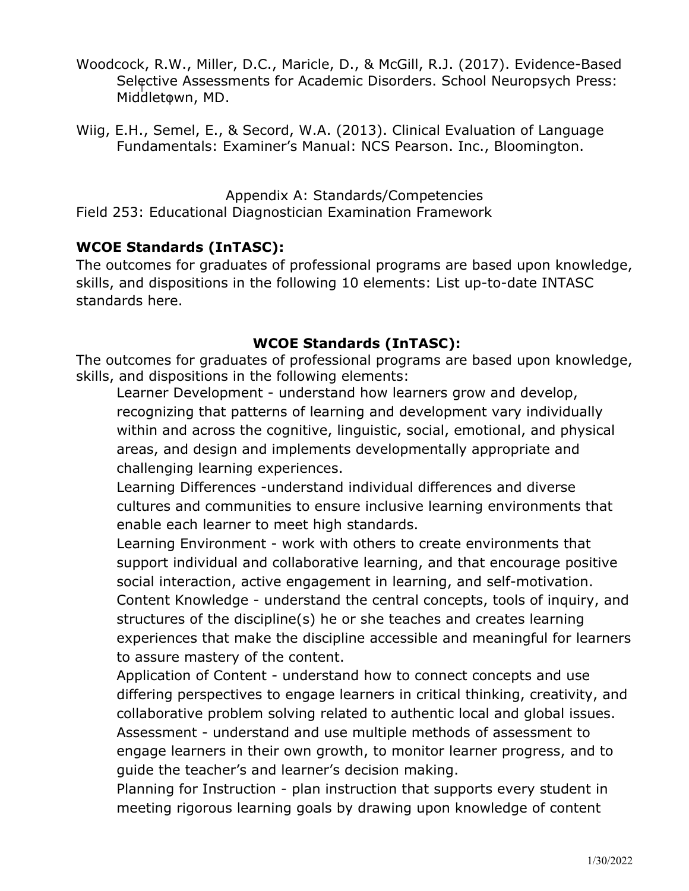Woodcock, R.W., Miller, D.C., Maricle, D., & McGill, R.J. (2017). Evidence-Based Selective Assessments for Academic Disorders. School Neuropsych Press: Middletown, MD.

Wiig, E.H., Semel, E., & Secord, W.A. (2013). Clinical Evaluation of Language Fundamentals: Examiner's Manual: NCS Pearson. Inc., Bloomington.

Appendix A: Standards/Competencies

Field 253: Educational Diagnostician Examination Framework

**WCOE Standards (InTASC):**

The outcomes for graduates of professional programs are based upon knowledge, skills, and dispositions in the following 10 elements: List up-to-date INTASC standards here.

**WCOE Standards (InTASC):**

The outcomes for graduates of professional programs are based upon knowledge, skills, and dispositions in the following elements:

Learner Development - understand how learners grow and develop, recognizing that patterns of learning and development vary individually within and across the cognitive, linguistic, social, emotional, and physical areas, and design and implements developmentally appropriate and challenging learning experiences.

Learning Differences -understand individual differences and diverse cultures and communities to ensure inclusive learning environments that enable each learner to meet high standards.

Learning Environment - work with others to create environments that support individual and collaborative learning, and that encourage positive social interaction, active engagement in learning, and self-motivation.

Content Knowledge - understand the central concepts, tools of inquiry, and structures of the discipline(s) he or she teaches and creates learning experiences that make the discipline accessible and meaningful for learners to assure mastery of the content.

Application of Content - understand how to connect concepts and use differing perspectives to engage learners in critical thinking, creativity, and collaborative problem solving related to authentic local and global issues.

Assessment - understand and use multiple methods of assessment to engage learners in their own growth, to monitor learner progress, and to guide the teacher's and learner's decision making.

Planning for Instruction - plan instruction that supports every student in meeting rigorous learning goals by drawing upon knowledge of content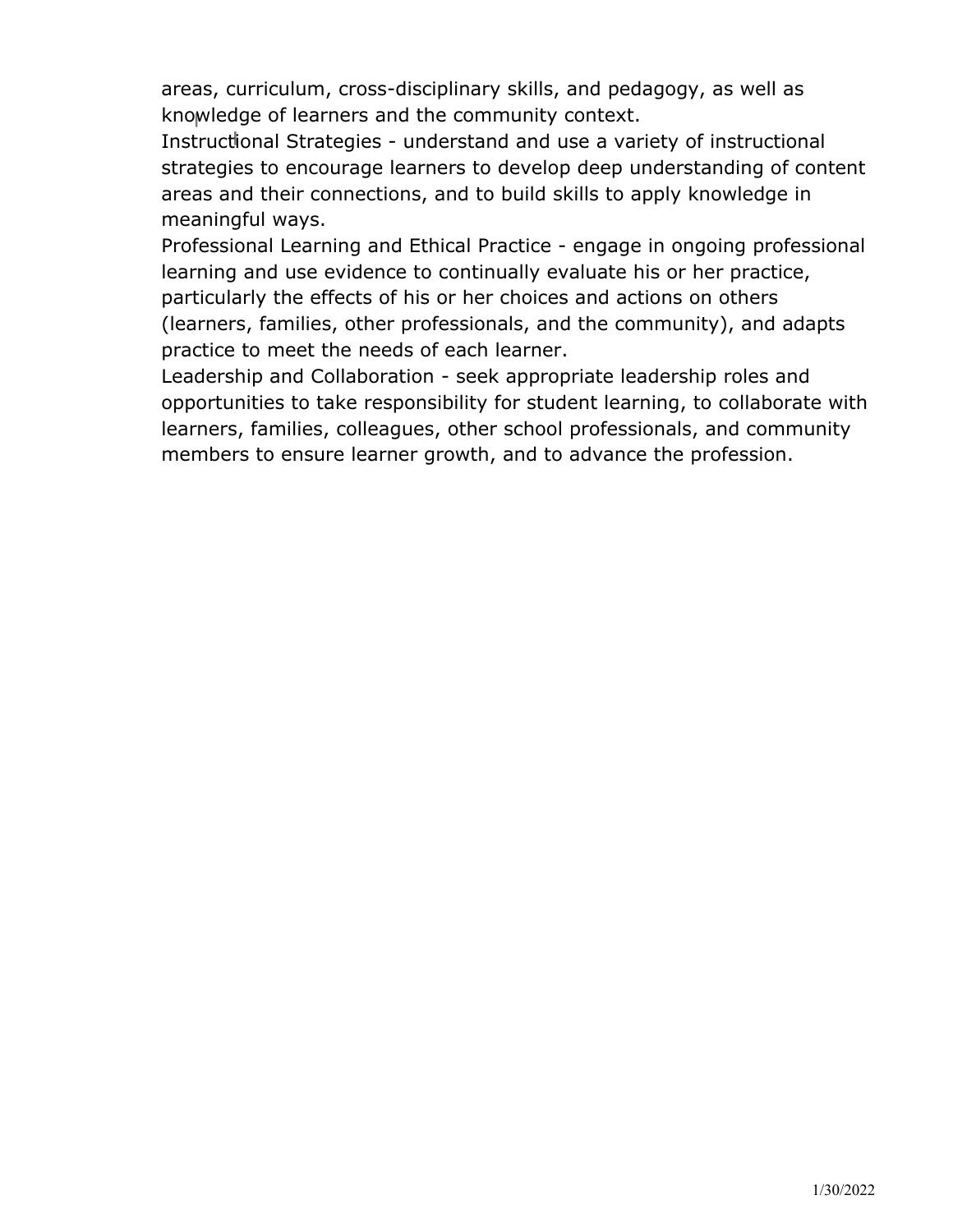areas, curriculum, cross-disciplinary skills, and pedagogy, as well as knowledge of learners and the community context.

Instructional Strategies - understand and use a variety of instructional strategies to encourage learners to develop deep understanding of content areas and their connections, and to build skills to apply knowledge in meaningful ways.

Professional Learning and Ethical Practice - engage in ongoing professional learning and use evidence to continually evaluate his or her practice, particularly the effects of his or her choices and actions on others (learners, families, other professionals, and the community), and adapts practice to meet the needs of each learner.

Leadership and Collaboration - seek appropriate leadership roles and opportunities to take responsibility for student learning, to collaborate with learners, families, colleagues, other school professionals, and community members to ensure learner growth, and to advance the profession.